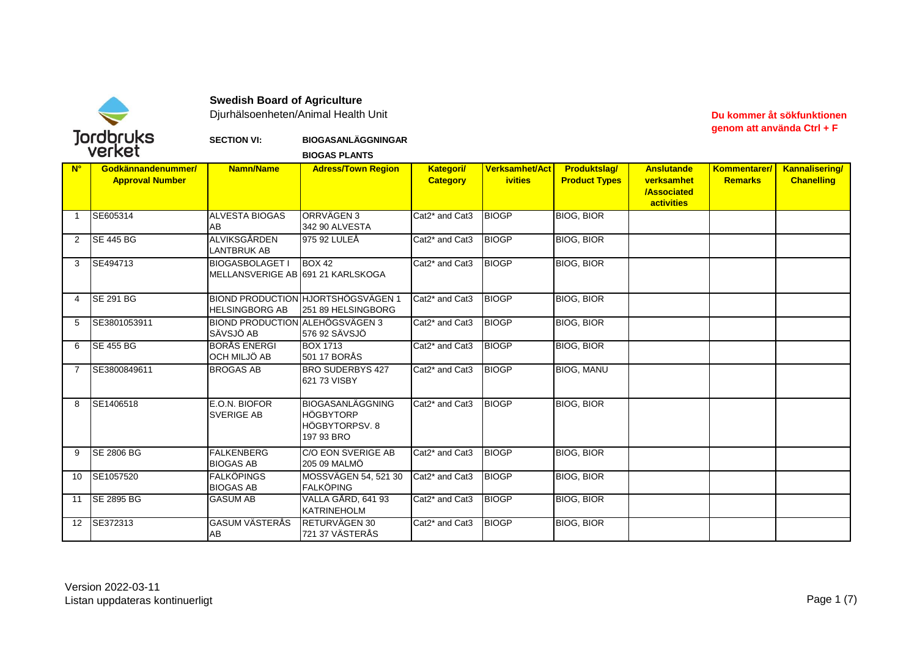**Swedish Board of Agriculture**

Djurhälsoenheten/Animal Health Unit

**Du kommer åt sökfunktionen genom att använda Ctrl + F**

**SECTION VI:** **BIOGASANLÄGGNINGAR**

**BIOGAS PLANTS**

| N° | Godkännandenummer/ Approval Number | Namn/Name | Adress/Town Region | Kategori/ Category | Verksamhet/Activities | Produktslag/ Product Types | Anslutande verksamhet /Associated activities | Kommentarer/ Remarks | Kannalisering/ Chanelling |
|---|---|---|---|---|---|---|---|---|---|
| 1 | SE605314 | ALVESTA BIOGAS AB | ORRVÄGEN 3 342 90 ALVESTA | Cat2* and Cat3 | BIOGP | BIOG, BIOR | | | |
| 2 | SE 445 BG | ALVIKSGÅRDEN LANTBRUK AB | 975 92 LULEÅ | Cat2* and Cat3 | BIOGP | BIOG, BIOR | | | |
| 3 | SE494713 | BIOGASBOLAGET I MELLANSVERIGE AB | BOX 42 691 21 KARLSKOGA | Cat2* and Cat3 | BIOGP | BIOG, BIOR | | | |
| 4 | SE 291 BG | BIOND PRODUCTION HELSINGBORG AB | HJORTSHÖGSVÄGEN 1 251 89 HELSINGBORG | Cat2* and Cat3 | BIOGP | BIOG, BIOR | | | |
| 5 | SE3801053911 | BIOND PRODUCTION SÄVSJÖ AB | ALEHÖGSVÄGEN 3 576 92 SÄVSJÖ | Cat2* and Cat3 | BIOGP | BIOG, BIOR | | | |
| 6 | SE 455 BG | BORÅS ENERGI OCH MILJÖ AB | BOX 1713 501 17 BORÅS | Cat2* and Cat3 | BIOGP | BIOG, BIOR | | | |
| 7 | SE3800849611 | BROGAS AB | BRO SUDERBYS 427 621 73 VISBY | Cat2* and Cat3 | BIOGP | BIOG, MANU | | | |
| 8 | SE1406518 | E.O.N. BIOFOR SVERIGE AB | BIOGASANLÄGGNING HÖGBYTORP HÖGBYTORPSV. 8 197 93 BRO | Cat2* and Cat3 | BIOGP | BIOG, BIOR | | | |
| 9 | SE 2806 BG | FALKENBERG BIOGAS AB | C/O EON SVERIGE AB 205 09 MALMÖ | Cat2* and Cat3 | BIOGP | BIOG, BIOR | | | |
| 10 | SE1057520 | FALKÖPINGS BIOGAS AB | MOSSVÄGEN 54, 521 30 FALKÖPING | Cat2* and Cat3 | BIOGP | BIOG, BIOR | | | |
| 11 | SE 2895 BG | GASUM AB | VALLA GÅRD, 641 93 KATRINEHOLM | Cat2* and Cat3 | BIOGP | BIOG, BIOR | | | |
| 12 | SE372313 | GASUM VÄSTERÅS AB | RETURVÄGEN 30 721 37 VÄSTERÅS | Cat2* and Cat3 | BIOGP | BIOG, BIOR | | | |

Version 2022-03-11
Listan uppdateras kontinuerligt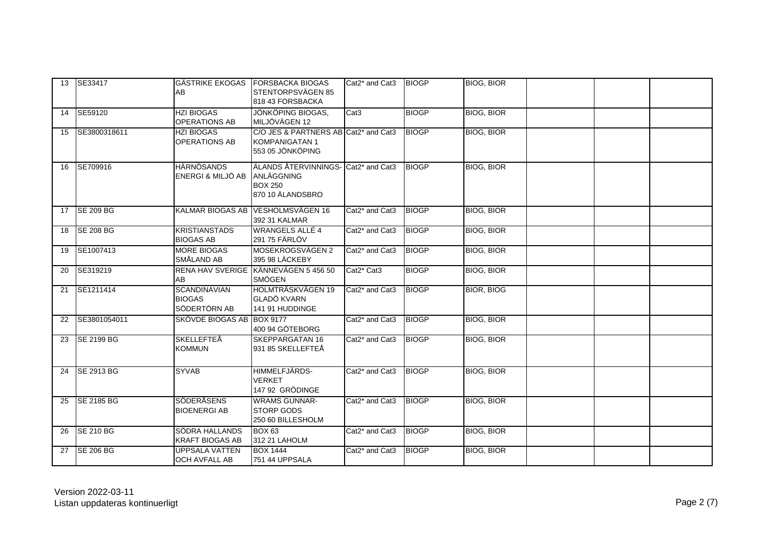| | | | | | | | | | |
|---|---|---|---|---|---|---|---|---|---|
| 13 | SE33417 | GÄSTRIKE EKOGAS AB | FORSBACKA BIOGAS STENTORPSVÄGEN 85 818 43 FORSBACKA | Cat2* and Cat3 | BIOGP | BIOG, BIOR | | | |
| 14 | SE59120 | HZI BIOGAS OPERATIONS AB | JÖNKÖPING BIOGAS, MILJÖVÄGEN 12 | Cat3 | BIOGP | BIOG, BIOR | | | |
| 15 | SE3800318611 | HZI BIOGAS OPERATIONS AB | C/O JES & PARTNERS AB KOMPANIGATAN 1 553 05 JÖNKÖPING | Cat2* and Cat3 | BIOGP | BIOG, BIOR | | | |
| 16 | SE709916 | HÄRNÖSANDS ENERGI & MILJÖ AB | ÄLANDS ÅTERVINNINGS-ANLÄGGNING BOX 250 870 10 ÄLANDSBRO | Cat2* and Cat3 | BIOGP | BIOG, BIOR | | | |
| 17 | SE 209 BG | KALMAR BIOGAS AB | VESHOLMSVÄGEN 16 392 31 KALMAR | Cat2* and Cat3 | BIOGP | BIOG, BIOR | | | |
| 18 | SE 208 BG | KRISTIANSTADS BIOGAS AB | WRANGELS ALLÉ 4 291 75 FÄRLÖV | Cat2* and Cat3 | BIOGP | BIOG, BIOR | | | |
| 19 | SE1007413 | MORE BIOGAS SMÅLAND AB | MOSEKROGSVÄGEN 2 395 98 LÄCKEBY | Cat2* and Cat3 | BIOGP | BIOG, BIOR | | | |
| 20 | SE319219 | RENA HAV SVERIGE AB | KÄNNEVÄGEN 5 456 50 SMÖGEN | Cat2* Cat3 | BIOGP | BIOG, BIOR | | | |
| 21 | SE1211414 | SCANDINAVIAN BIOGAS SÖDERTÖRN AB | HOLMTRÄSKVÄGEN 19 GLADÖ KVARN 141 91 HUDDINGE | Cat2* and Cat3 | BIOGP | BIOR, BIOG | | | |
| 22 | SE3801054011 | SKÖVDE BIOGAS AB | BOX 9177 400 94 GÖTEBORG | Cat2* and Cat3 | BIOGP | BIOG, BIOR | | | |
| 23 | SE 2199 BG | SKELLEFTEÅ KOMMUN | SKEPPARGATAN 16 931 85 SKELLEFTEÅ | Cat2* and Cat3 | BIOGP | BIOG, BIOR | | | |
| 24 | SE 2913 BG | SYVAB | HIMMELFJÄRDS-VERKET 147 92 GRÖDINGE | Cat2* and Cat3 | BIOGP | BIOG, BIOR | | | |
| 25 | SE 2185 BG | SÖDERÅSENS BIOENERGI AB | WRAMS GUNNAR-STORP GODS 250 60 BILLESHOLM | Cat2* and Cat3 | BIOGP | BIOG, BIOR | | | |
| 26 | SE 210 BG | SÖDRA HALLANDS KRAFT BIOGAS AB | BOX 63 312 21 LAHOLM | Cat2* and Cat3 | BIOGP | BIOG, BIOR | | | |
| 27 | SE 206 BG | UPPSALA VATTEN OCH AVFALL AB | BOX 1444 751 44 UPPSALA | Cat2* and Cat3 | BIOGP | BIOG, BIOR | | | |

Version 2022-03-11
Listan uppdateras kontinuerligt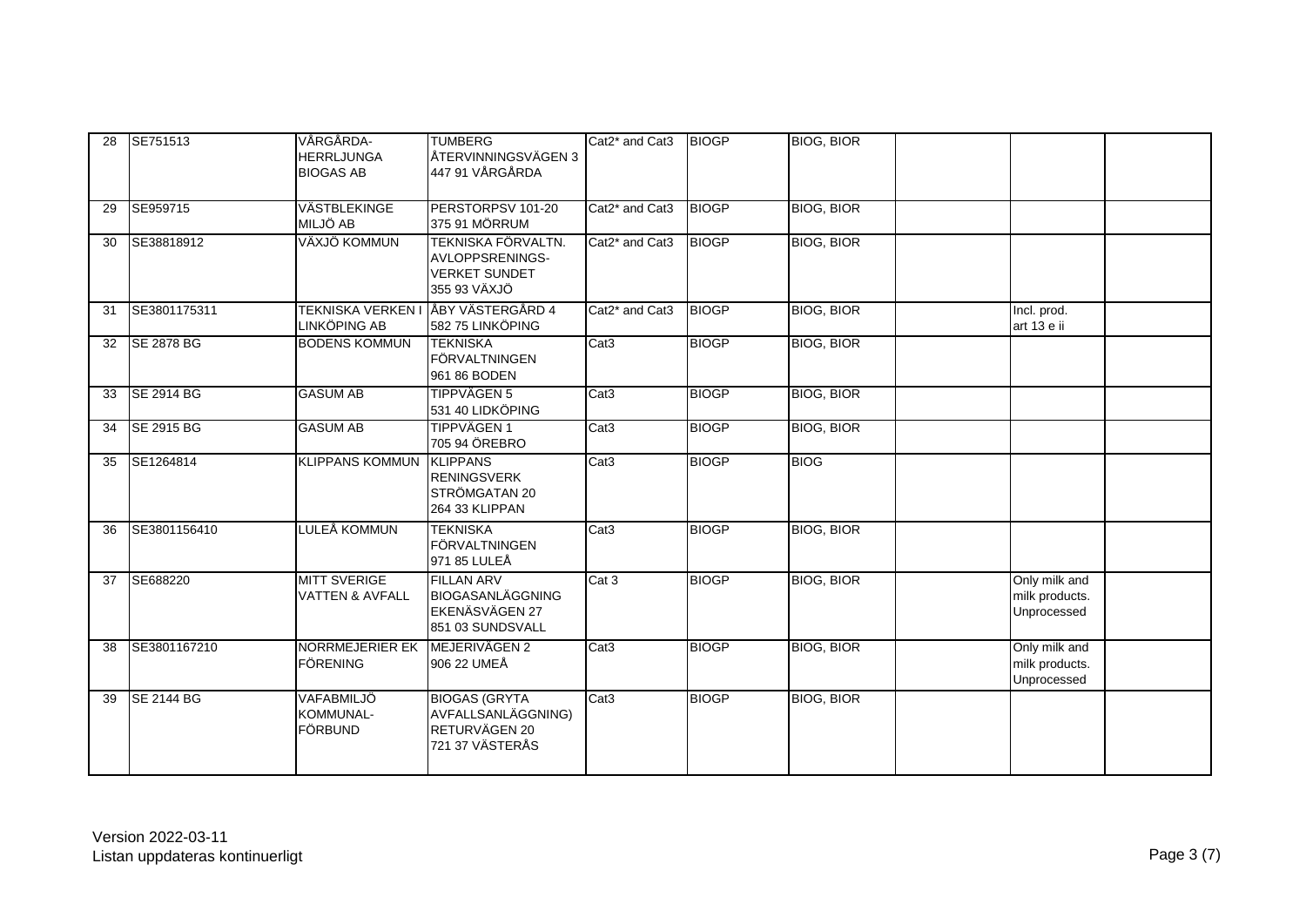| 28 | SE751513 | VÅRGÅRDA-HERRLJUNGA BIOGAS AB | TUMBERG ÅTERVINNINGSVÄGEN 3 447 91 VÅRGÅRDA | Cat2* and Cat3 | BIOGP | BIOG, BIOR | | | |
|---|---|---|---|---|---|---|---|---|---|
| 29 | SE959715 | VÄSTBLEKINGE MILJÖ AB | PERSTORPSV 101-20 375 91 MÖRRUM | Cat2* and Cat3 | BIOGP | BIOG, BIOR | | | |
| 30 | SE38818912 | VÄXJÖ KOMMUN | TEKNISKA FÖRVALTN. AVLOPPSRENINGS-VERKET SUNDET 355 93 VÄXJÖ | Cat2* and Cat3 | BIOGP | BIOG, BIOR | | | |
| 31 | SE3801175311 | TEKNISKA VERKEN I LINKÖPING AB | ÅBY VÄSTERGÅRD 4 582 75 LINKÖPING | Cat2* and Cat3 | BIOGP | BIOG, BIOR | | Incl. prod. art 13 e ii | |
| 32 | SE 2878 BG | BODENS KOMMUN | TEKNISKA FÖRVALTNINGEN 961 86 BODEN | Cat3 | BIOGP | BIOG, BIOR | | | |
| 33 | SE 2914 BG | GASUM AB | TIPPVÄGEN 5 531 40 LIDKÖPING | Cat3 | BIOGP | BIOG, BIOR | | | |
| 34 | SE 2915 BG | GASUM AB | TIPPVÄGEN 1 705 94 ÖREBRO | Cat3 | BIOGP | BIOG, BIOR | | | |
| 35 | SE1264814 | KLIPPANS KOMMUN | KLIPPANS RENINGSVERK STRÖMGATAN 20 264 33 KLIPPAN | Cat3 | BIOGP | BIOG | | | |
| 36 | SE3801156410 | LULEÅ KOMMUN | TEKNISKA FÖRVALTNINGEN 971 85 LULEÅ | Cat3 | BIOGP | BIOG, BIOR | | | |
| 37 | SE688220 | MITT SVERIGE VATTEN & AVFALL | FILLAN ARV BIOGASANLÄGGNING EKENÄSVÄGEN 27 851 03 SUNDSVALL | Cat 3 | BIOGP | BIOG, BIOR | | Only milk and milk products. Unprocessed | |
| 38 | SE3801167210 | NORRMEJERIER EK FÖRENING | MEJERIVÄGEN 2 906 22 UMEÅ | Cat3 | BIOGP | BIOG, BIOR | | Only milk and milk products. Unprocessed | |
| 39 | SE 2144 BG | VAFABMILJÖ KOMMUNAL-FÖRBUND | BIOGAS (GRYTA AVFALLSANLÄGGNING) RETURVÄGEN 20 721 37 VÄSTERÅS | Cat3 | BIOGP | BIOG, BIOR | | | |

Version 2022-03-11
Listan uppdateras kontinuerligt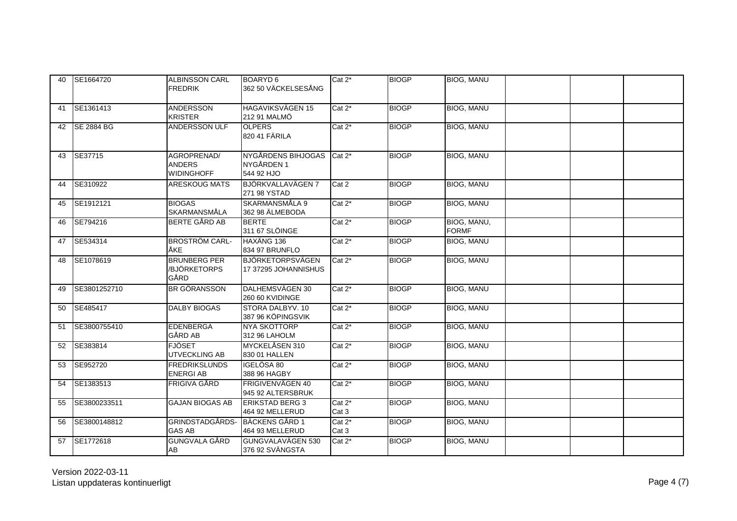| 40 | SE1664720 | ALBINSSON CARL FREDRIK | BOARYD 6<br>362 50 VÄCKELSESÅNG | Cat 2* | BIOGP | BIOG, MANU | | | |
|---|---|---|---|---|---|---|---|---|---|
| 41 | SE1361413 | ANDERSSON KRISTER | HAGAVIKSVÄGEN 15<br>212 91 MALMÖ | Cat 2* | BIOGP | BIOG, MANU | | | |
| 42 | SE 2884 BG | ANDERSSON ULF | OLPERS<br>820 41 FÄRILA | Cat 2* | BIOGP | BIOG, MANU | | | |
| 43 | SE37715 | AGROPRENAD/ ANDERS WIDINGHOFF | NYGÅRDENS BIHJOGAS NYGÅRDEN 1<br>544 92 HJO | Cat 2* | BIOGP | BIOG, MANU | | | |
| 44 | SE310922 | ARESKOUG MATS | BJÖRKVALLAVÄGEN 7<br>271 98 YSTAD | Cat 2 | BIOGP | BIOG, MANU | | | |
| 45 | SE1912121 | BIOGAS SKARMANSMÅLA | SKARMANSMÅLA 9<br>362 98 ÄLMEBODA | Cat 2* | BIOGP | BIOG, MANU | | | |
| 46 | SE794216 | BERTE GÅRD AB | BERTE<br>311 67 SLÖINGE | Cat 2* | BIOGP | BIOG, MANU, FORMF | | | |
| 47 | SE534314 | BROSTRÖM CARL-ÅKE | HAXÄNG 136<br>834 97 BRUNFLO | Cat 2* | BIOGP | BIOG, MANU | | | |
| 48 | SE1078619 | BRUNBERG PER /BJÖRKETORPS GÅRD | BJÖRKETORPSVÄGEN<br>17 37295 JOHANNISHUS | Cat 2* | BIOGP | BIOG, MANU | | | |
| 49 | SE3801252710 | BR GÖRANSSON | DALHEMSVÄGEN 30<br>260 60 KVIDINGE | Cat 2* | BIOGP | BIOG, MANU | | | |
| 50 | SE485417 | DALBY BIOGAS | STORA DALBYV. 10<br>387 96 KÖPINGSVIK | Cat 2* | BIOGP | BIOG, MANU | | | |
| 51 | SE3800755410 | EDENBERGA GÅRD AB | NYA SKOTTORP<br>312 96 LAHOLM | Cat 2* | BIOGP | BIOG, MANU | | | |
| 52 | SE383814 | FJÖSET UTVECKLING AB | MYCKELÅSEN 310<br>830 01 HALLEN | Cat 2* | BIOGP | BIOG, MANU | | | |
| 53 | SE952720 | FREDRIKSLUNDS ENERGI AB | IGELÖSA 80<br>388 96 HAGBY | Cat 2* | BIOGP | BIOG, MANU | | | |
| 54 | SE1383513 | FRIGIVA GÅRD | FRIGIVENVÄGEN 40<br>945 92 ALTERSBRUK | Cat 2* | BIOGP | BIOG, MANU | | | |
| 55 | SE3800233511 | GAJAN BIOGAS AB | ERIKSTAD BERG 3<br>464 92 MELLERUD | Cat 2*<br>Cat 3 | BIOGP | BIOG, MANU | | | |
| 56 | SE3800148812 | GRINDSTADGÅRDS-GAS AB | BÄCKENS GÅRD 1<br>464 93 MELLERUD | Cat 2*<br>Cat 3 | BIOGP | BIOG, MANU | | | |
| 57 | SE1772618 | GUNGVALA GÅRD AB | GUNGVALAVÄGEN 530<br>376 92 SVÄNGSTA | Cat 2* | BIOGP | BIOG, MANU | | | |

Version 2022-03-11
Listan uppdateras kontinuerligt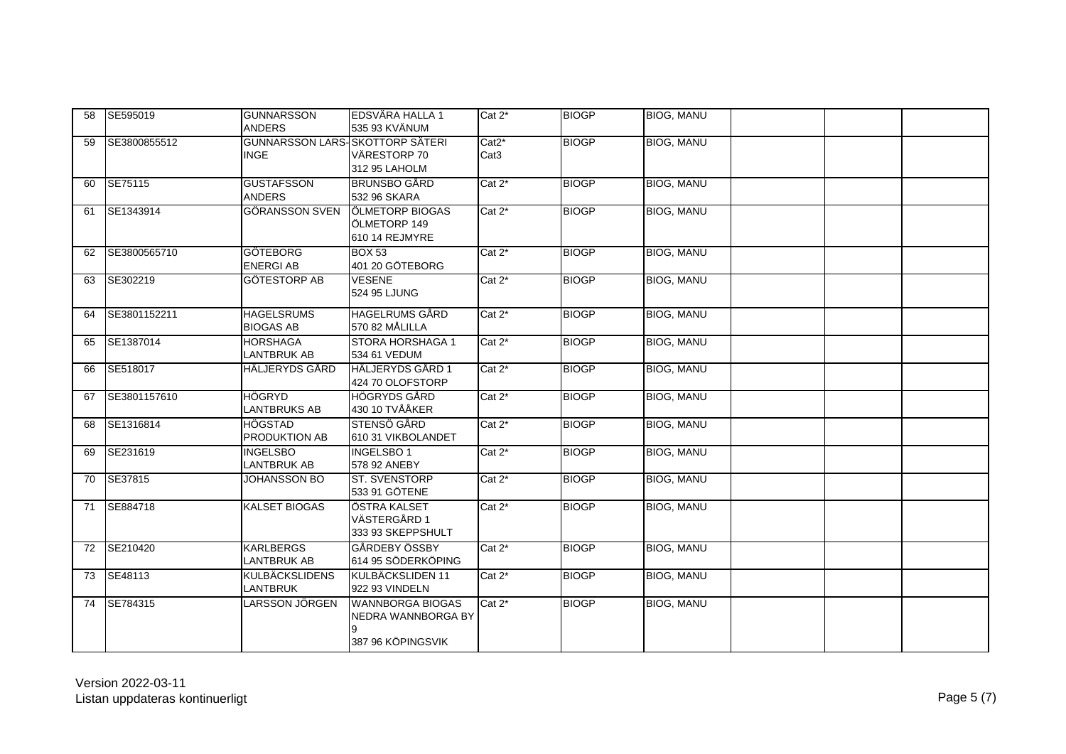| 58 | SE595019 | GUNNARSSON ANDERS | EDSVÄRA HALLA 1 535 93 KVÄNUM | Cat 2* | BIOGP | BIOG, MANU | | | |
|---|---|---|---|---|---|---|---|---|---|
| 59 | SE3800855512 | GUNNARSSON LARS-INGE | SKOTTORP SÄTERI VÄRESTORP 70 312 95 LAHOLM | Cat2* Cat3 | BIOGP | BIOG, MANU | | | |
| 60 | SE75115 | GUSTAFSSON ANDERS | BRUNSBO GÅRD 532 96 SKARA | Cat 2* | BIOGP | BIOG, MANU | | | |
| 61 | SE1343914 | GÖRANSSON SVEN | ÖLMETORP BIOGAS ÖLMETORP 149 610 14 REJMYRE | Cat 2* | BIOGP | BIOG, MANU | | | |
| 62 | SE3800565710 | GÖTEBORG ENERGI AB | BOX 53 401 20 GÖTEBORG | Cat 2* | BIOGP | BIOG, MANU | | | |
| 63 | SE302219 | GÖTESTORP AB | VESENE 524 95 LJUNG | Cat 2* | BIOGP | BIOG, MANU | | | |
| 64 | SE3801152211 | HAGELSRUMS BIOGAS AB | HAGELRUMS GÅRD 570 82 MÅLILLA | Cat 2* | BIOGP | BIOG, MANU | | | |
| 65 | SE1387014 | HORSHAGA LANTBRUK AB | STORA HORSHAGA 1 534 61 VEDUM | Cat 2* | BIOGP | BIOG, MANU | | | |
| 66 | SE518017 | HÄLJERYDS GÅRD | HÄLJERYDS GÅRD 1 424 70 OLOFSTORP | Cat 2* | BIOGP | BIOG, MANU | | | |
| 67 | SE3801157610 | HÖGRYD LANTBRUKS AB | HÖGRYDS GÅRD 430 10 TVÅÅKER | Cat 2* | BIOGP | BIOG, MANU | | | |
| 68 | SE1316814 | HÖGSTAD PRODUKTION AB | STENSÖ GÅRD 610 31 VIKBOLANDET | Cat 2* | BIOGP | BIOG, MANU | | | |
| 69 | SE231619 | INGELSBO LANTBRUK AB | INGELSBO 1 578 92 ANEBY | Cat 2* | BIOGP | BIOG, MANU | | | |
| 70 | SE37815 | JOHANSSON BO | ST. SVENSTORP 533 91 GÖTENE | Cat 2* | BIOGP | BIOG, MANU | | | |
| 71 | SE884718 | KALSET BIOGAS | ÖSTRA KALSET VÄSTERGÅRD 1 333 93 SKEPPSHULT | Cat 2* | BIOGP | BIOG, MANU | | | |
| 72 | SE210420 | KARLBERGS LANTBRUK AB | GÅRDEBY ÖSSBY 614 95 SÖDERKÖPING | Cat 2* | BIOGP | BIOG, MANU | | | |
| 73 | SE48113 | KULBÄCKSLIDENS LANTBRUK | KULBÄCKSLIDEN 11 922 93 VINDELN | Cat 2* | BIOGP | BIOG, MANU | | | |
| 74 | SE784315 | LARSSON JÖRGEN | WANNBORGA BIOGAS NEDRA WANNBORGA BY 9 387 96 KÖPINGSVIK | Cat 2* | BIOGP | BIOG, MANU | | | |

Version 2022-03-11
Listan uppdateras kontinuerligt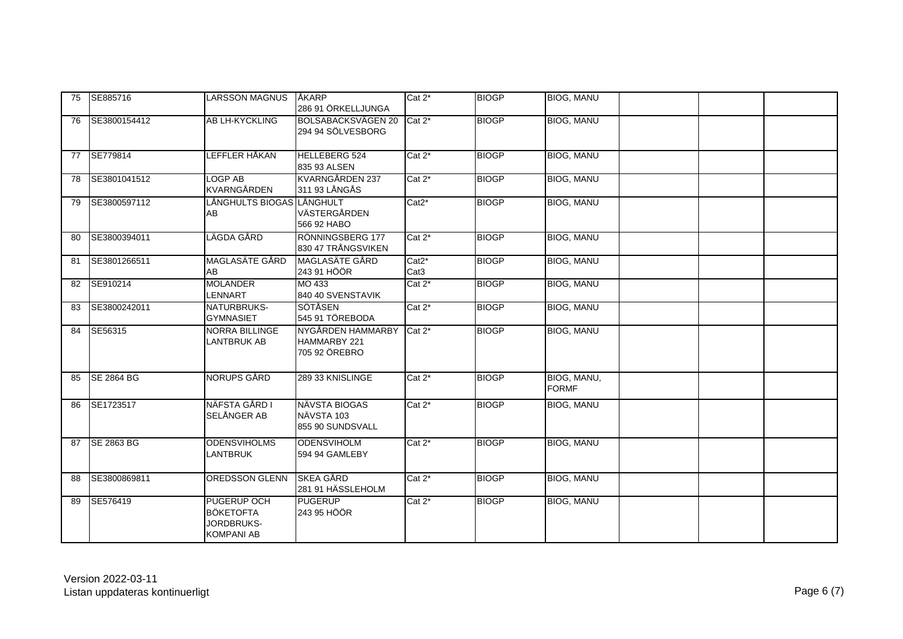| 75 | SE885716 | LARSSON MAGNUS | ÅKARP 286 91 ÖRKELLJUNGA | Cat 2* | BIOGP | BIOG, MANU | | | |
|---|---|---|---|---|---|---|---|---|---|
| 76 | SE3800154412 | AB LH-KYCKLING | BOLSABACKSVÄGEN 20 294 94 SÖLVESBORG | Cat 2* | BIOGP | BIOG, MANU | | | |
| 77 | SE779814 | LEFFLER HÅKAN | HELLEBERG 524 835 93 ALSEN | Cat 2* | BIOGP | BIOG, MANU | | | |
| 78 | SE3801041512 | LOGP AB KVARNGÅRDEN | KVARNGÅRDEN 237 311 93 LÅNGÅS | Cat 2* | BIOGP | BIOG, MANU | | | |
| 79 | SE3800597112 | LÅNGHULTS BIOGAS AB | LÅNGHULT VÄSTERGÅRDEN 566 92 HABO | Cat2* | BIOGP | BIOG, MANU | | | |
| 80 | SE3800394011 | LÄGDA GÅRD | RÖNNINGSBERG 177 830 47 TRÅNGSVIKEN | Cat 2* | BIOGP | BIOG, MANU | | | |
| 81 | SE3801266511 | MAGLASÄTE GÅRD AB | MAGLASÄTE GÅRD 243 91 HÖÖR | Cat2* Cat3 | BIOGP | BIOG, MANU | | | |
| 82 | SE910214 | MOLANDER LENNART | MO 433 840 40 SVENSTAVIK | Cat 2* | BIOGP | BIOG, MANU | | | |
| 83 | SE3800242011 | NATURBRUKS-GYMNASIET | SÖTÅSEN 545 91 TÖREBODA | Cat 2* | BIOGP | BIOG, MANU | | | |
| 84 | SE56315 | NORRA BILLINGE LANTBRUK AB | NYGÅRDEN HAMMARBY HAMMARBY 221 705 92 ÖREBRO | Cat 2* | BIOGP | BIOG, MANU | | | |
| 85 | SE 2864 BG | NORUPS GÅRD | 289 33 KNISLINGE | Cat 2* | BIOGP | BIOG, MANU, FORMF | | | |
| 86 | SE1723517 | NÄFSTA GÅRD I SELÅNGER AB | NÄVSTA BIOGAS NÄVSTA 103 855 90 SUNDSVALL | Cat 2* | BIOGP | BIOG, MANU | | | |
| 87 | SE 2863 BG | ODENSVIHOLMS LANTBRUK | ODENSVIHOLM 594 94 GAMLEBY | Cat 2* | BIOGP | BIOG, MANU | | | |
| 88 | SE3800869811 | OREDSSON GLENN | SKEA GÅRD 281 91 HÄSSLEHOLM | Cat 2* | BIOGP | BIOG, MANU | | | |
| 89 | SE576419 | PUGERUP OCH BÖKETOFTA JORDBRUKS-KOMPANI AB | PUGERUP 243 95 HÖÖR | Cat 2* | BIOGP | BIOG, MANU | | | |

Version 2022-03-11
Listan uppdateras kontinuerligt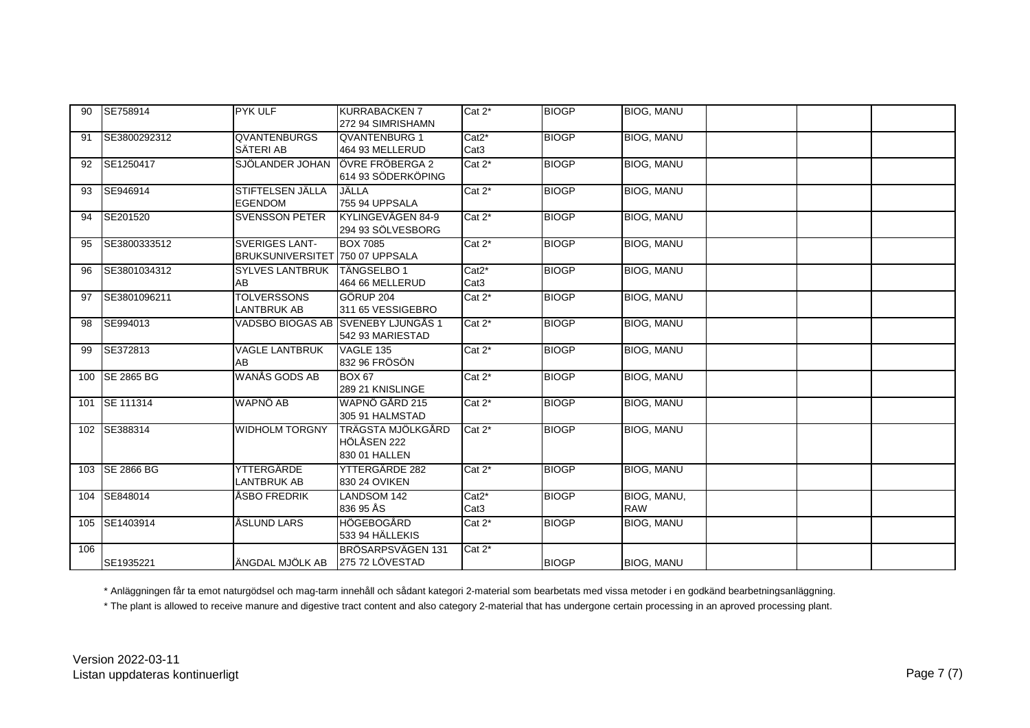| | | | | | | | | | |
|---|---|---|---|---|---|---|---|---|---|
| 90 | SE758914 | PYK ULF | KURRABACKEN 7<br>272 94 SIMRISHAMN | Cat 2* | BIOGP | BIOG, MANU | | | |
| 91 | SE3800292312 | QVANTENBURGS SÄTERI AB | QVANTENBURG 1<br>464 93 MELLERUD | Cat2*<br>Cat3 | BIOGP | BIOG, MANU | | | |
| 92 | SE1250417 | SJÖLANDER JOHAN | ÖVRE FRÖBERGA 2<br>614 93 SÖDERKÖPING | Cat 2* | BIOGP | BIOG, MANU | | | |
| 93 | SE946914 | STIFTELSEN JÄLLA EGENDOM | JÄLLA<br>755 94 UPPSALA | Cat 2* | BIOGP | BIOG, MANU | | | |
| 94 | SE201520 | SVENSSON PETER | KYLINGEVÄGEN 84-9<br>294 93 SÖLVESBORG | Cat 2* | BIOGP | BIOG, MANU | | | |
| 95 | SE3800333512 | SVERIGES LANT-BRUKSUNIVERSITET | BOX 7085<br>750 07 UPPSALA | Cat 2* | BIOGP | BIOG, MANU | | | |
| 96 | SE3801034312 | SYLVES LANTBRUK AB | TÄNGSELBO 1<br>464 66 MELLERUD | Cat2*<br>Cat3 | BIOGP | BIOG, MANU | | | |
| 97 | SE3801096211 | TOLVERSSONS LANTBRUK AB | GÖRUP 204<br>311 65 VESSIGEBRO | Cat 2* | BIOGP | BIOG, MANU | | | |
| 98 | SE994013 | VADSBO BIOGAS AB | SVENEBY LJUNGÅS 1<br>542 93 MARIESTAD | Cat 2* | BIOGP | BIOG, MANU | | | |
| 99 | SE372813 | VAGLE LANTBRUK AB | VAGLE 135<br>832 96 FRÖSÖN | Cat 2* | BIOGP | BIOG, MANU | | | |
| 100 | SE 2865 BG | WANÅS GODS AB | BOX 67<br>289 21 KNISLINGE | Cat 2* | BIOGP | BIOG, MANU | | | |
| 101 | SE 111314 | WAPNÖ AB | WAPNÖ GÅRD 215<br>305 91 HALMSTAD | Cat 2* | BIOGP | BIOG, MANU | | | |
| 102 | SE388314 | WIDHOLM TORGNY | TRÄGSTA MJÖLKGÅRD<br>HÖLÅSEN 222<br>830 01 HALLEN | Cat 2* | BIOGP | BIOG, MANU | | | |
| 103 | SE 2866 BG | YTTERGÄRDE LANTBRUK AB | YTTERGÄRDE 282<br>830 24 OVIKEN | Cat 2* | BIOGP | BIOG, MANU | | | |
| 104 | SE848014 | ÅSBO FREDRIK | LANDSOM 142<br>836 95 ÅS | Cat2*<br>Cat3 | BIOGP | BIOG, MANU, RAW | | | |
| 105 | SE1403914 | ÅSLUND LARS | HÖGEBOGÅRD<br>533 94 HÄLLEKIS | Cat 2* | BIOGP | BIOG, MANU | | | |
| 106 | SE1935221 | ÄNGDAL MJÖLK AB | BRÖSARPSVÄGEN 131<br>275 72 LÖVESTAD | Cat 2* | BIOGP | BIOG, MANU | | | |

\* Anläggningen får ta emot naturgödsel och mag-tarm innehåll och sådant kategori 2-material som bearbetats med vissa metoder i en godkänd bearbetningsanläggning.

\* The plant is allowed to receive manure and digestive tract content and also category 2-material that has undergone certain processing in an aproved processing plant.

Version 2022-03-11
Listan uppdateras kontinuerligt